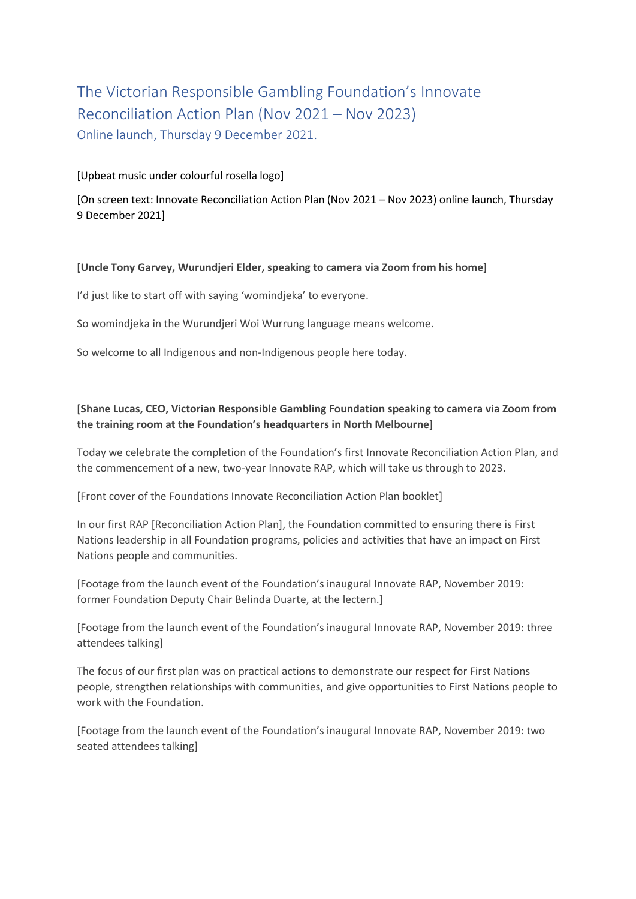# The Victorian Responsible Gambling Foundation's Innovate Reconciliation Action Plan (Nov 2021 – Nov 2023)

Online launch, Thursday 9 December 2021.

[Upbeat music under colourful rosella logo]

[On screen text: Innovate Reconciliation Action Plan (Nov 2021 – Nov 2023) online launch, Thursday 9 December 2021]

**[Uncle Tony Garvey, Wurundjeri Elder, speaking to camera via Zoom from his home]**

I'd just like to start off with saying 'womindjeka' to everyone.

So womindjeka in the Wurundjeri Woi Wurrung language means welcome.

So welcome to all Indigenous and non-Indigenous people here today.

**[Shane Lucas, CEO, Victorian Responsible Gambling Foundation speaking to camera via Zoom from the training room at the Foundation's headquarters in North Melbourne]**

Today we celebrate the completion of the Foundation's first Innovate Reconciliation Action Plan, and the commencement of a new, two-year Innovate RAP, which will take us through to 2023.

[Front cover of the Foundations Innovate Reconciliation Action Plan booklet]

In our first RAP [Reconciliation Action Plan], the Foundation committed to ensuring there is First Nations leadership in all Foundation programs, policies and activities that have an impact on First Nations people and communities.

[Footage from the launch event of the Foundation's inaugural Innovate RAP, November 2019: former Foundation Deputy Chair Belinda Duarte, at the lectern.]

[Footage from the launch event of the Foundation's inaugural Innovate RAP, November 2019: three attendees talking]

The focus of our first plan was on practical actions to demonstrate our respect for First Nations people, strengthen relationships with communities, and give opportunities to First Nations people to work with the Foundation.

[Footage from the launch event of the Foundation's inaugural Innovate RAP, November 2019: two seated attendees talking]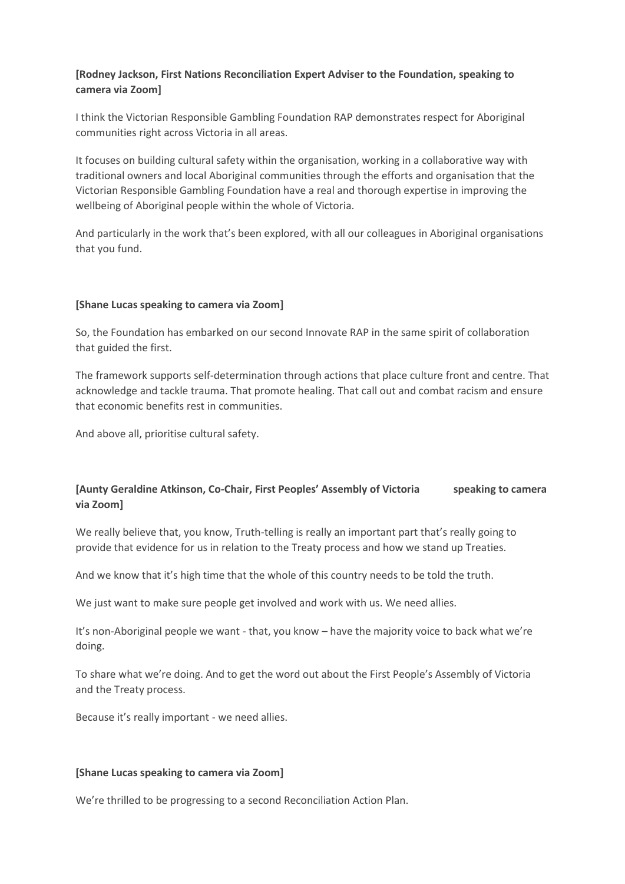**[Rodney Jackson, First Nations Reconciliation Expert Adviser to the Foundation, speaking to camera via Zoom]**

I think the Victorian Responsible Gambling Foundation RAP demonstrates respect for Aboriginal communities right across Victoria in all areas.

It focuses on building cultural safety within the organisation, working in a collaborative way with traditional owners and local Aboriginal communities through the efforts and organisation that the Victorian Responsible Gambling Foundation have a real and thorough expertise in improving the wellbeing of Aboriginal people within the whole of Victoria.

And particularly in the work that's been explored, with all our colleagues in Aboriginal organisations that you fund.

**[Shane Lucas speaking to camera via Zoom]**

So, the Foundation has embarked on our second Innovate RAP in the same spirit of collaboration that guided the first.

The framework supports self-determination through actions that place culture front and centre. That acknowledge and tackle trauma. That promote healing. That call out and combat racism and ensure that economic benefits rest in communities.

And above all, prioritise cultural safety.

**[Aunty Geraldine Atkinson, Co-Chair, First Peoples' Assembly of Victoria speaking to camera via Zoom]**

We really believe that, you know, Truth-telling is really an important part that's really going to provide that evidence for us in relation to the Treaty process and how we stand up Treaties.

And we know that it's high time that the whole of this country needs to be told the truth.

We just want to make sure people get involved and work with us. We need allies.

It's non-Aboriginal people we want - that, you know – have the majority voice to back what we're doing.

To share what we're doing. And to get the word out about the First People's Assembly of Victoria and the Treaty process.

Because it's really important - we need allies.

**[Shane Lucas speaking to camera via Zoom]**

We're thrilled to be progressing to a second Reconciliation Action Plan.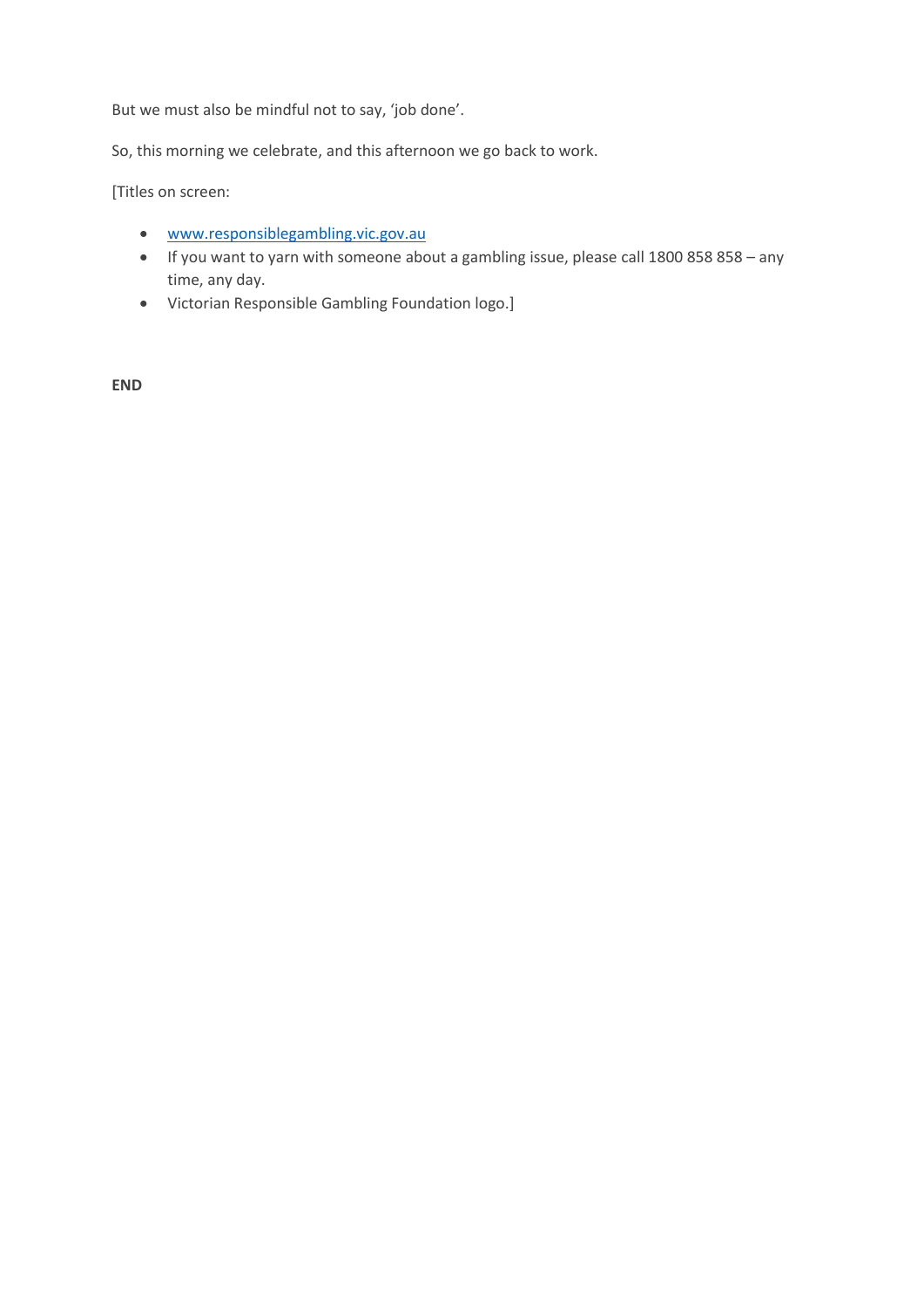But we must also be mindful not to say, 'job done'.

So, this morning we celebrate, and this afternoon we go back to work.

[Titles on screen:

- www.responsiblegambling.vic.gov.au
- If you want to yarn with someone about a gambling issue, please call 1800 858 858 – any time, any day.
- Victorian Responsible Gambling Foundation logo.]

**END**